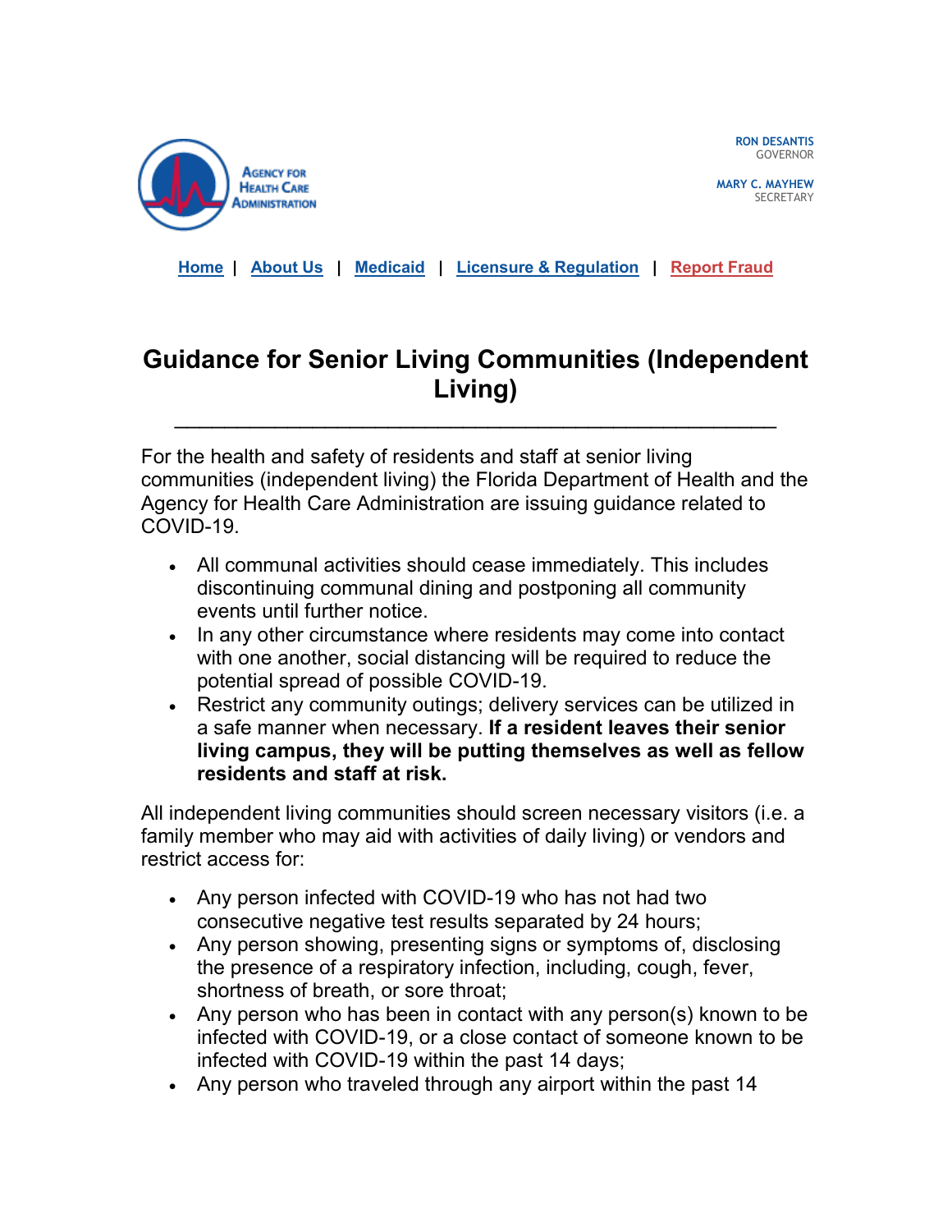Agency for Health Care Administration

RON DESANTIS
GOVERNOR

MARY C. MAYHEW
SECRETARY

Home | About Us | Medicaid | Licensure & Regulation | Report Fraud

# Guidance for Senior Living Communities (Independent Living)

---

For the health and safety of residents and staff at senior living communities (independent living) the Florida Department of Health and the Agency for Health Care Administration are issuing guidance related to COVID-19.

- All communal activities should cease immediately. This includes discontinuing communal dining and postponing all community events until further notice.
- In any other circumstance where residents may come into contact with one another, social distancing will be required to reduce the potential spread of possible COVID-19.
- Restrict any community outings; delivery services can be utilized in a safe manner when necessary. **If a resident leaves their senior living campus, they will be putting themselves as well as fellow residents and staff at risk.**

All independent living communities should screen necessary visitors (i.e. a family member who may aid with activities of daily living) or vendors and restrict access for:

- Any person infected with COVID-19 who has not had two consecutive negative test results separated by 24 hours;
- Any person showing, presenting signs or symptoms of, disclosing the presence of a respiratory infection, including, cough, fever, shortness of breath, or sore throat;
- Any person who has been in contact with any person(s) known to be infected with COVID-19, or a close contact of someone known to be infected with COVID-19 within the past 14 days;
- Any person who traveled through any airport within the past 14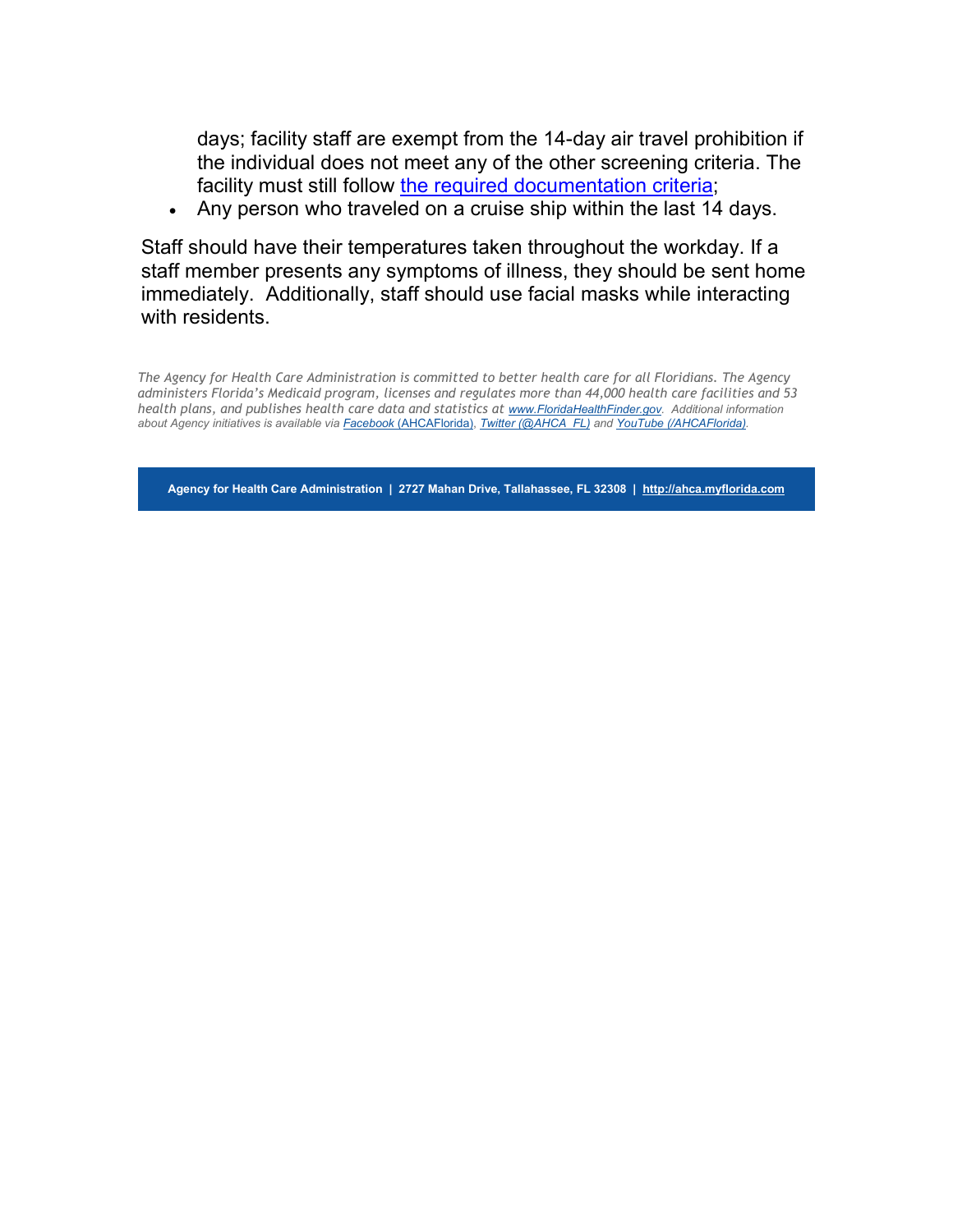days; facility staff are exempt from the 14-day air travel prohibition if the individual does not meet any of the other screening criteria. The facility must still follow the required documentation criteria;

- Any person who traveled on a cruise ship within the last 14 days.

Staff should have their temperatures taken throughout the workday. If a staff member presents any symptoms of illness, they should be sent home immediately. Additionally, staff should use facial masks while interacting with residents.

*The Agency for Health Care Administration is committed to better health care for all Floridians. The Agency administers Florida's Medicaid program, licenses and regulates more than 44,000 health care facilities and 53 health plans, and publishes health care data and statistics at www.FloridaHealthFinder.gov. Additional information about Agency initiatives is available via Facebook (AHCAFlorida), Twitter (@AHCA_FL) and YouTube (/AHCAFlorida).*

**Agency for Health Care Administration | 2727 Mahan Drive, Tallahassee, FL 32308 | http://ahca.myflorida.com**